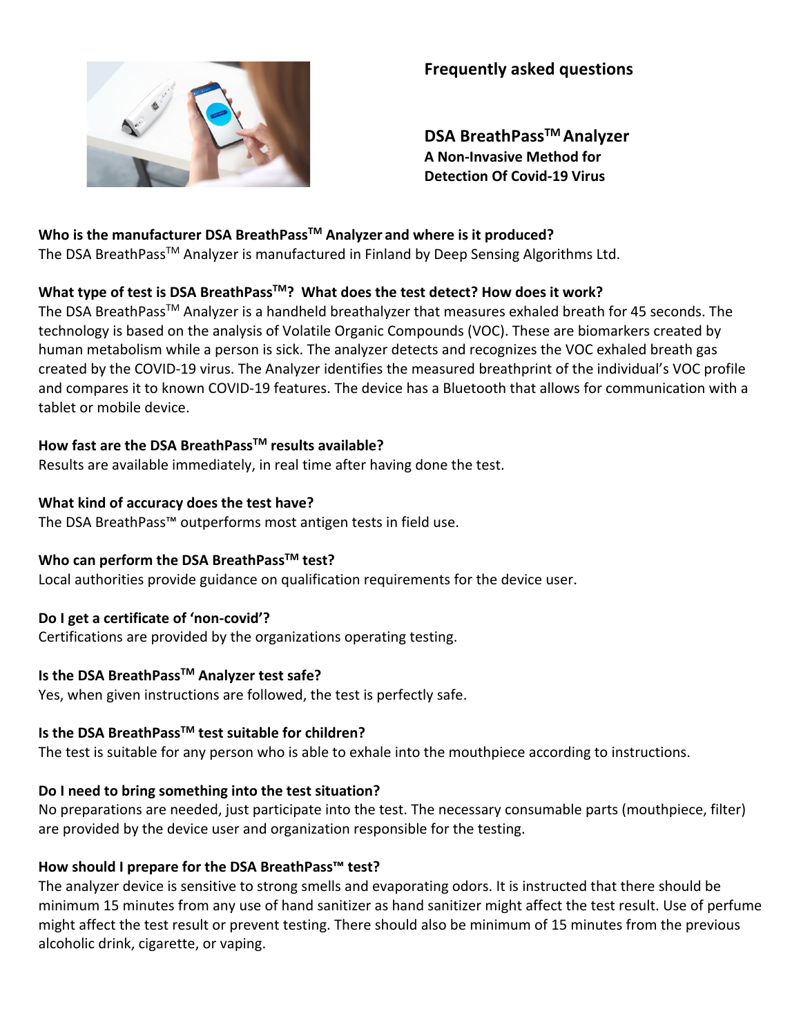## Frequently asked questions

# DSA BreathPass™ Analyzer

### A Non-Invasive Method for Detection Of Covid-19 Virus

**Who is the manufacturer DSA BreathPass™ Analyzer and where is it produced?**

The DSA BreathPass™ Analyzer is manufactured in Finland by Deep Sensing Algorithms Ltd.

**What type of test is DSA BreathPass™? What does the test detect? How does it work?**

The DSA BreathPass™ Analyzer is a handheld breathalyzer that measures exhaled breath for 45 seconds. The technology is based on the analysis of Volatile Organic Compounds (VOC). These are biomarkers created by human metabolism while a person is sick. The analyzer detects and recognizes the VOC exhaled breath gas created by the COVID-19 virus. The Analyzer identifies the measured breathprint of the individual's VOC profile and compares it to known COVID-19 features. The device has a Bluetooth that allows for communication with a tablet or mobile device.

**How fast are the DSA BreathPass™ results available?**

Results are available immediately, in real time after having done the test.

**What kind of accuracy does the test have?**

The DSA BreathPass™ outperforms most antigen tests in field use.

**Who can perform the DSA BreathPass™ test?**

Local authorities provide guidance on qualification requirements for the device user.

**Do I get a certificate of 'non-covid'?**

Certifications are provided by the organizations operating testing.

**Is the DSA BreathPass™ Analyzer test safe?**

Yes, when given instructions are followed, the test is perfectly safe.

**Is the DSA BreathPass™ test suitable for children?**

The test is suitable for any person who is able to exhale into the mouthpiece according to instructions.

**Do I need to bring something into the test situation?**

No preparations are needed, just participate into the test. The necessary consumable parts (mouthpiece, filter) are provided by the device user and organization responsible for the testing.

**How should I prepare for the DSA BreathPass™ test?**

The analyzer device is sensitive to strong smells and evaporating odors. It is instructed that there should be minimum 15 minutes from any use of hand sanitizer as hand sanitizer might affect the test result. Use of perfume might affect the test result or prevent testing. There should also be minimum of 15 minutes from the previous alcoholic drink, cigarette, or vaping.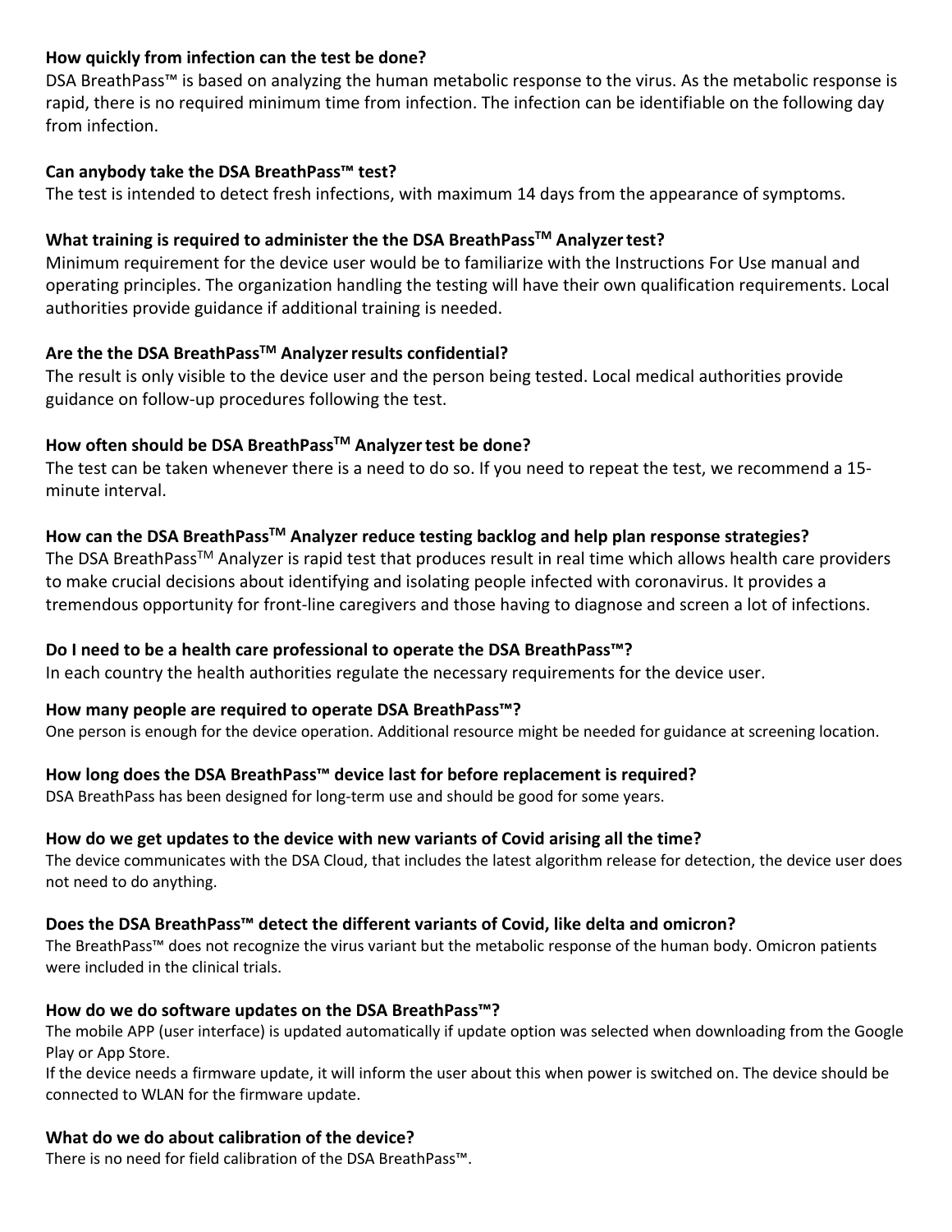**How quickly from infection can the test be done?**
DSA BreathPass™ is based on analyzing the human metabolic response to the virus. As the metabolic response is rapid, there is no required minimum time from infection. The infection can be identifiable on the following day from infection.

**Can anybody take the DSA BreathPass™ test?**
The test is intended to detect fresh infections, with maximum 14 days from the appearance of symptoms.

**What training is required to administer the the DSA BreathPass$^{TM}$ Analyzer test?**
Minimum requirement for the device user would be to familiarize with the Instructions For Use manual and operating principles. The organization handling the testing will have their own qualification requirements. Local authorities provide guidance if additional training is needed.

**Are the the DSA BreathPass$^{TM}$ Analyzer results confidential?**
The result is only visible to the device user and the person being tested. Local medical authorities provide guidance on follow-up procedures following the test.

**How often should be DSA BreathPass$^{TM}$ Analyzer test be done?**
The test can be taken whenever there is a need to do so. If you need to repeat the test, we recommend a 15-minute interval.

**How can the DSA BreathPass$^{TM}$ Analyzer reduce testing backlog and help plan response strategies?**
The DSA BreathPass$^{TM}$ Analyzer is rapid test that produces result in real time which allows health care providers to make crucial decisions about identifying and isolating people infected with coronavirus. It provides a tremendous opportunity for front-line caregivers and those having to diagnose and screen a lot of infections.

**Do I need to be a health care professional to operate the DSA BreathPass™?**
In each country the health authorities regulate the necessary requirements for the device user.

**How many people are required to operate DSA BreathPass™?**
One person is enough for the device operation. Additional resource might be needed for guidance at screening location.

**How long does the DSA BreathPass™ device last for before replacement is required?**
DSA BreathPass has been designed for long-term use and should be good for some years.

**How do we get updates to the device with new variants of Covid arising all the time?**
The device communicates with the DSA Cloud, that includes the latest algorithm release for detection, the device user does not need to do anything.

**Does the DSA BreathPass™ detect the different variants of Covid, like delta and omicron?**
The BreathPass™ does not recognize the virus variant but the metabolic response of the human body. Omicron patients were included in the clinical trials.

**How do we do software updates on the DSA BreathPass™?**
The mobile APP (user interface) is updated automatically if update option was selected when downloading from the Google Play or App Store.
If the device needs a firmware update, it will inform the user about this when power is switched on. The device should be connected to WLAN for the firmware update.

**What do we do about calibration of the device?**
There is no need for field calibration of the DSA BreathPass™.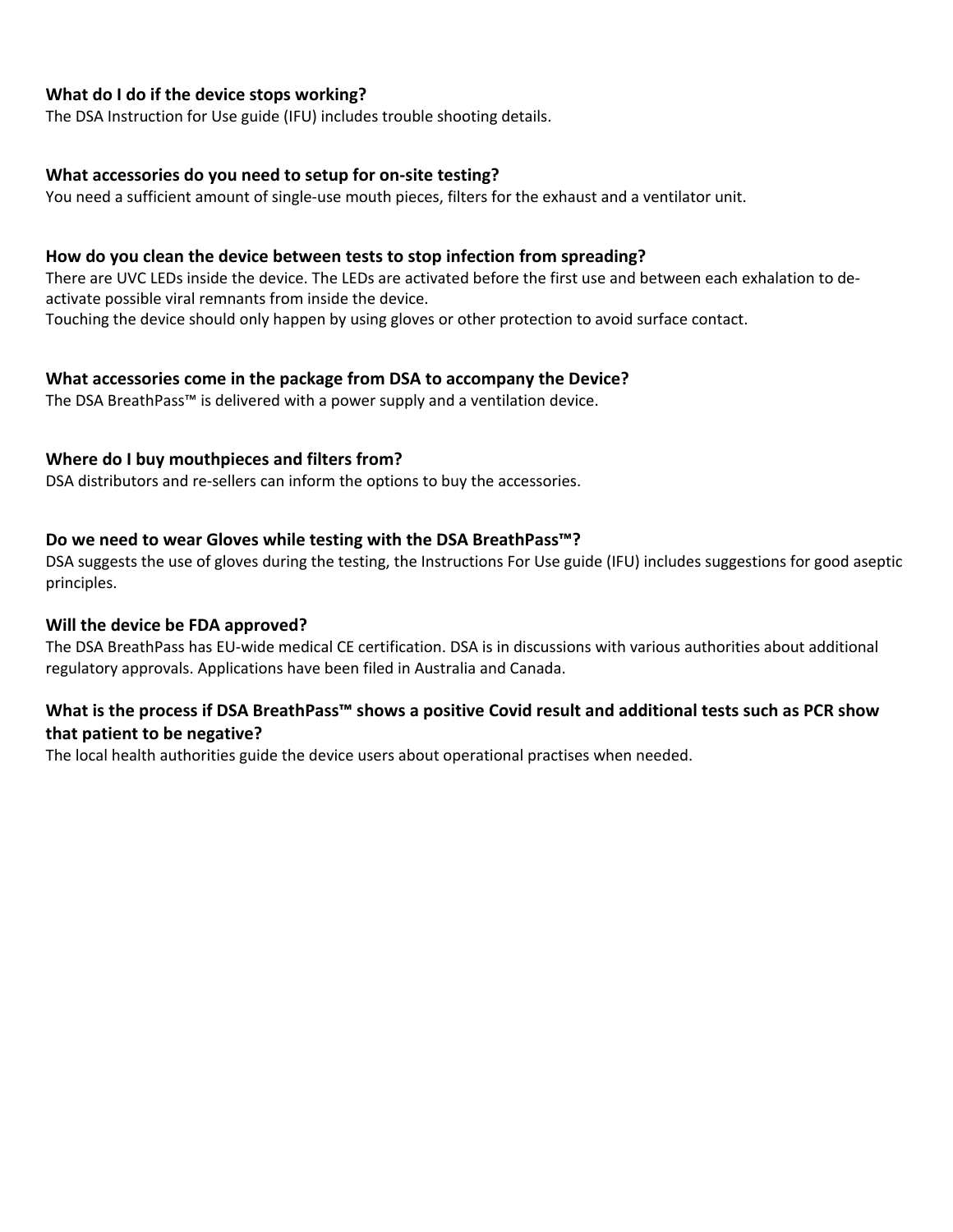**What do I do if the device stops working?**
The DSA Instruction for Use guide (IFU) includes trouble shooting details.

**What accessories do you need to setup for on-site testing?**
You need a sufficient amount of single-use mouth pieces, filters for the exhaust and a ventilator unit.

**How do you clean the device between tests to stop infection from spreading?**
There are UVC LEDs inside the device. The LEDs are activated before the first use and between each exhalation to de-activate possible viral remnants from inside the device.
Touching the device should only happen by using gloves or other protection to avoid surface contact.

**What accessories come in the package from DSA to accompany the Device?**
The DSA BreathPass™ is delivered with a power supply and a ventilation device.

**Where do I buy mouthpieces and filters from?**
DSA distributors and re-sellers can inform the options to buy the accessories.

**Do we need to wear Gloves while testing with the DSA BreathPass™?**
DSA suggests the use of gloves during the testing, the Instructions For Use guide (IFU) includes suggestions for good aseptic principles.

**Will the device be FDA approved?**
The DSA BreathPass has EU-wide medical CE certification. DSA is in discussions with various authorities about additional regulatory approvals. Applications have been filed in Australia and Canada.

**What is the process if DSA BreathPass™ shows a positive Covid result and additional tests such as PCR show that patient to be negative?**
The local health authorities guide the device users about operational practises when needed.